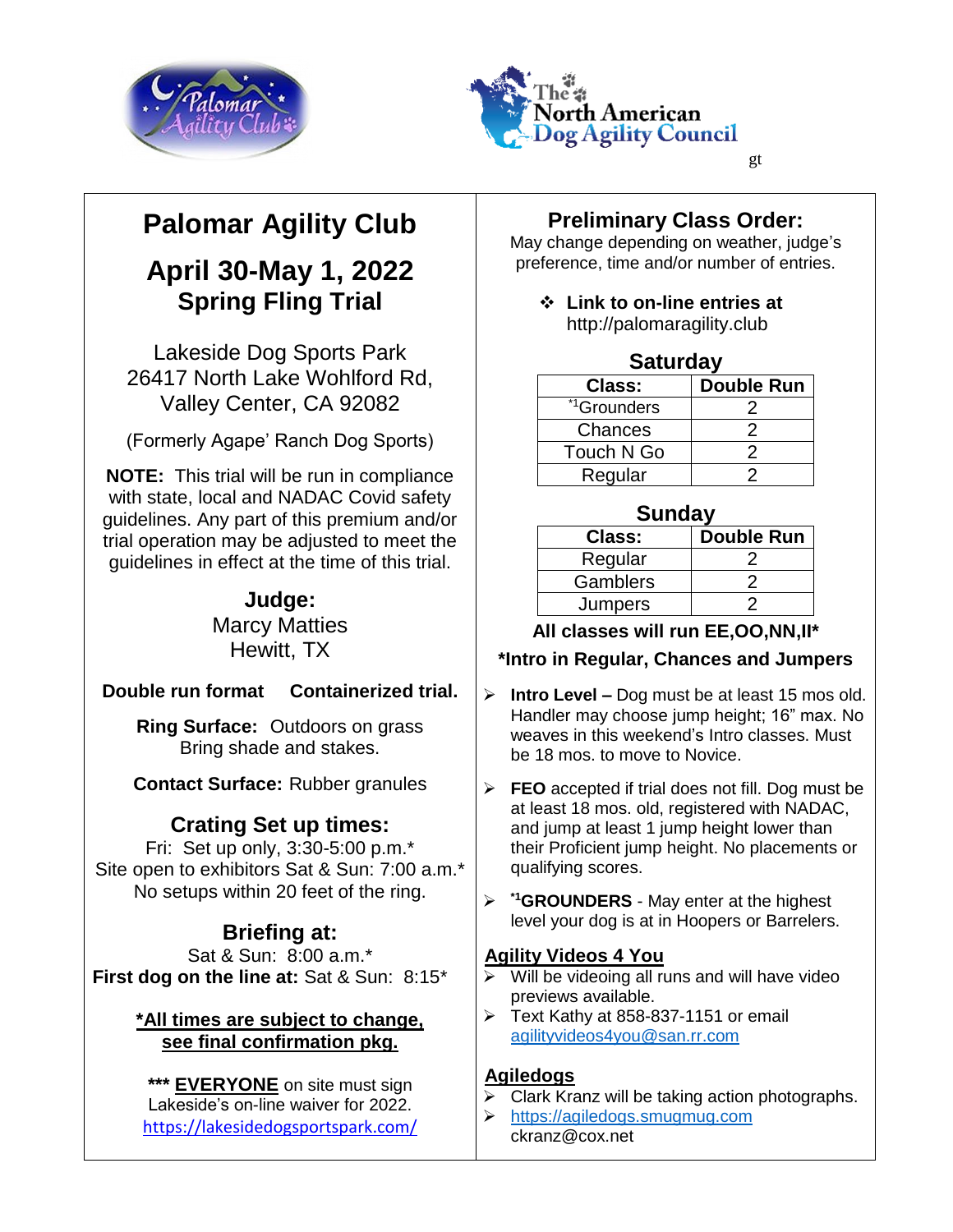gt

# Palomar Agility Club

## April 30-May 1, 2022
## Spring Fling Trial

Lakeside Dog Sports Park
26417 North Lake Wohlford Rd,
Valley Center, CA 92082

(Formerly Agape' Ranch Dog Sports)

**NOTE:** This trial will be run in compliance with state, local and NADAC Covid safety guidelines. Any part of this premium and/or trial operation may be adjusted to meet the guidelines in effect at the time of this trial.

**Judge:**
Marcy Matties
Hewitt, TX

**Double run format** **Containerized trial.**

**Ring Surface:** Outdoors on grass
Bring shade and stakes.

**Contact Surface:** Rubber granules

**Crating Set up times:**
Fri: Set up only, 3:30-5:00 p.m.*
Site open to exhibitors Sat & Sun: 7:00 a.m.*
No setups within 20 feet of the ring.

**Briefing at:**
Sat & Sun: 8:00 a.m.*
**First dog on the line at:** Sat & Sun: 8:15*

**\*All times are subject to change, see final confirmation pkg.**

**\*\*\* EVERYONE** on site must sign Lakeside's on-line waiver for 2022.
https://lakesidedogsportspark.com/

## Preliminary Class Order:

May change depending on weather, judge's preference, time and/or number of entries.

- **Link to on-line entries at** http://palomaragility.club

**Saturday**

| Class: | Double Run |
|---|---|
| *[1]Grounders | 2 |
| Chances | 2 |
| Touch N Go | 2 |
| Regular | 2 |

**Sunday**

| Class: | Double Run |
|---|---|
| Regular | 2 |
| Gamblers | 2 |
| Jumpers | 2 |

**All classes will run EE,OO,NN,II\***

**\*Intro in Regular, Chances and Jumpers**

- **Intro Level –** Dog must be at least 15 mos old. Handler may choose jump height; 16" max. No weaves in this weekend's Intro classes. Must be 18 mos. to move to Novice.
- **FEO** accepted if trial does not fill. Dog must be at least 18 mos. old, registered with NADAC, and jump at least 1 jump height lower than their Proficient jump height. No placements or qualifying scores.
- **\*[1]GROUNDERS** - May enter at the highest level your dog is at in Hoopers or Barrelers.

**Agility Videos 4 You**

- Will be videoing all runs and will have video previews available.
- Text Kathy at 858-837-1151 or email agilityvideos4you@san.rr.com

**Agiledogs**

- Clark Kranz will be taking action photographs.
- https://agiledogs.smugmug.com
  ckranz@cox.net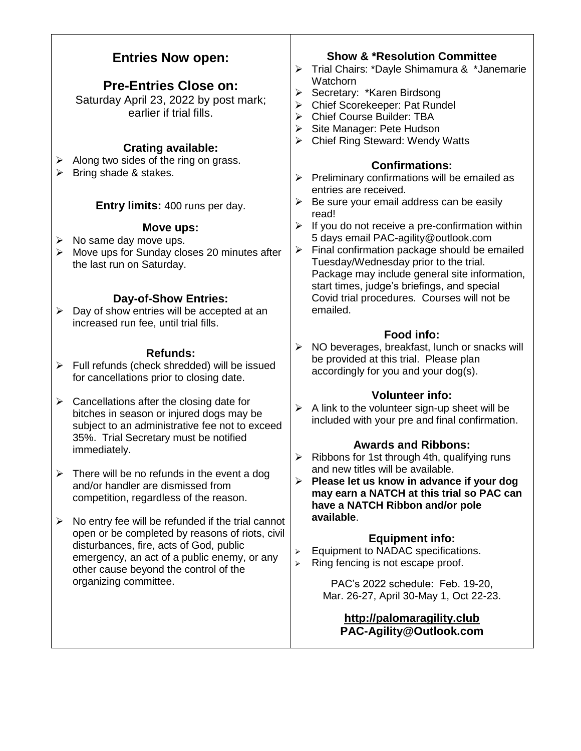## Entries Now open:

## Pre-Entries Close on:

Saturday April 23, 2022 by post mark; earlier if trial fills.

### Crating available:

- Along two sides of the ring on grass.
- Bring shade & stakes.

**Entry limits:** 400 runs per day.

### Move ups:

- No same day move ups.
- Move ups for Sunday closes 20 minutes after the last run on Saturday.

### Day-of-Show Entries:

- Day of show entries will be accepted at an increased run fee, until trial fills.

### Refunds:

- Full refunds (check shredded) will be issued for cancellations prior to closing date.
- Cancellations after the closing date for bitches in season or injured dogs may be subject to an administrative fee not to exceed 35%. Trial Secretary must be notified immediately.
- There will be no refunds in the event a dog and/or handler are dismissed from competition, regardless of the reason.
- No entry fee will be refunded if the trial cannot open or be completed by reasons of riots, civil disturbances, fire, acts of God, public emergency, an act of a public enemy, or any other cause beyond the control of the organizing committee.

### Show & *Resolution Committee

- Trial Chairs: *Dayle Shimamura & *Janemarie Watchorn
- Secretary: *Karen Birdsong
- Chief Scorekeeper: Pat Rundel
- Chief Course Builder: TBA
- Site Manager: Pete Hudson
- Chief Ring Steward: Wendy Watts

### Confirmations:

- Preliminary confirmations will be emailed as entries are received.
- Be sure your email address can be easily read!
- If you do not receive a pre-confirmation within 5 days email PAC-agility@outlook.com
- Final confirmation package should be emailed Tuesday/Wednesday prior to the trial. Package may include general site information, start times, judge's briefings, and special Covid trial procedures. Courses will not be emailed.

### Food info:

- NO beverages, breakfast, lunch or snacks will be provided at this trial. Please plan accordingly for you and your dog(s).

### Volunteer info:

- A link to the volunteer sign-up sheet will be included with your pre and final confirmation.

### Awards and Ribbons:

- Ribbons for 1st through 4th, qualifying runs and new titles will be available.
- **Please let us know in advance if your dog may earn a NATCH at this trial so PAC can have a NATCH Ribbon and/or pole available**.

### Equipment info:

- Equipment to NADAC specifications.
- Ring fencing is not escape proof.

PAC's 2022 schedule: Feb. 19-20, Mar. 26-27, April 30-May 1, Oct 22-23.

**http://palomaragility.club**
**PAC-Agility@Outlook.com**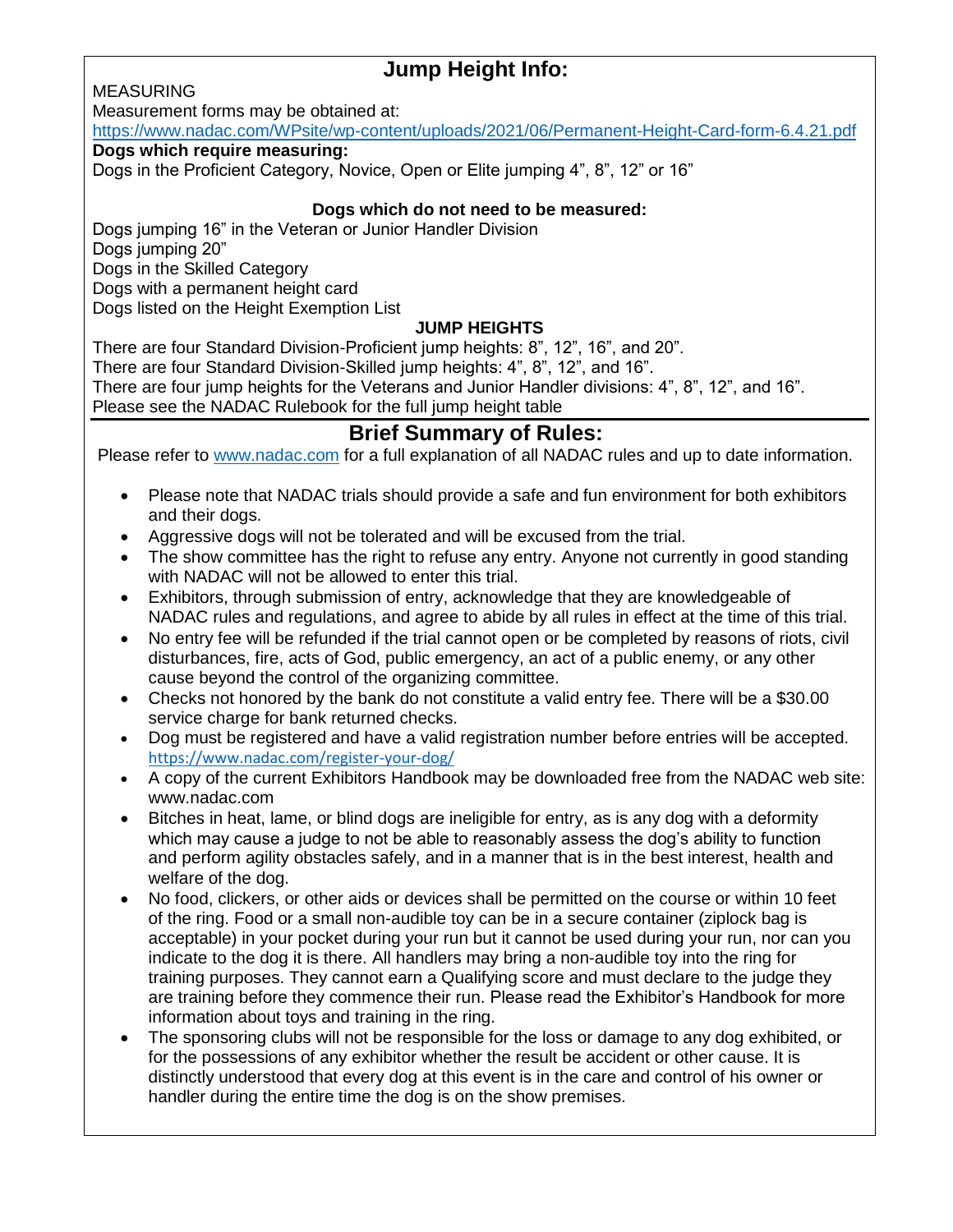## Jump Height Info:

MEASURING

Measurement forms may be obtained at:

https://www.nadac.com/WPsite/wp-content/uploads/2021/06/Permanent-Height-Card-form-6.4.21.pdf

**Dogs which require measuring:**

Dogs in the Proficient Category, Novice, Open or Elite jumping 4", 8", 12" or 16"

**Dogs which do not need to be measured:**

Dogs jumping 16" in the Veteran or Junior Handler Division
Dogs jumping 20"
Dogs in the Skilled Category
Dogs with a permanent height card
Dogs listed on the Height Exemption List

**JUMP HEIGHTS**

There are four Standard Division-Proficient jump heights: 8", 12", 16", and 20".
There are four Standard Division-Skilled jump heights: 4", 8", 12", and 16".
There are four jump heights for the Veterans and Junior Handler divisions: 4", 8", 12", and 16".
Please see the NADAC Rulebook for the full jump height table

## Brief Summary of Rules:

Please refer to www.nadac.com for a full explanation of all NADAC rules and up to date information.

- Please note that NADAC trials should provide a safe and fun environment for both exhibitors and their dogs.
- Aggressive dogs will not be tolerated and will be excused from the trial.
- The show committee has the right to refuse any entry. Anyone not currently in good standing with NADAC will not be allowed to enter this trial.
- Exhibitors, through submission of entry, acknowledge that they are knowledgeable of NADAC rules and regulations, and agree to abide by all rules in effect at the time of this trial.
- No entry fee will be refunded if the trial cannot open or be completed by reasons of riots, civil disturbances, fire, acts of God, public emergency, an act of a public enemy, or any other cause beyond the control of the organizing committee.
- Checks not honored by the bank do not constitute a valid entry fee. There will be a $30.00 service charge for bank returned checks.
- Dog must be registered and have a valid registration number before entries will be accepted. https://www.nadac.com/register-your-dog/
- A copy of the current Exhibitors Handbook may be downloaded free from the NADAC web site: www.nadac.com
- Bitches in heat, lame, or blind dogs are ineligible for entry, as is any dog with a deformity which may cause a judge to not be able to reasonably assess the dog's ability to function and perform agility obstacles safely, and in a manner that is in the best interest, health and welfare of the dog.
- No food, clickers, or other aids or devices shall be permitted on the course or within 10 feet of the ring. Food or a small non-audible toy can be in a secure container (ziplock bag is acceptable) in your pocket during your run but it cannot be used during your run, nor can you indicate to the dog it is there. All handlers may bring a non-audible toy into the ring for training purposes. They cannot earn a Qualifying score and must declare to the judge they are training before they commence their run. Please read the Exhibitor's Handbook for more information about toys and training in the ring.
- The sponsoring clubs will not be responsible for the loss or damage to any dog exhibited, or for the possessions of any exhibitor whether the result be accident or other cause. It is distinctly understood that every dog at this event is in the care and control of his owner or handler during the entire time the dog is on the show premises.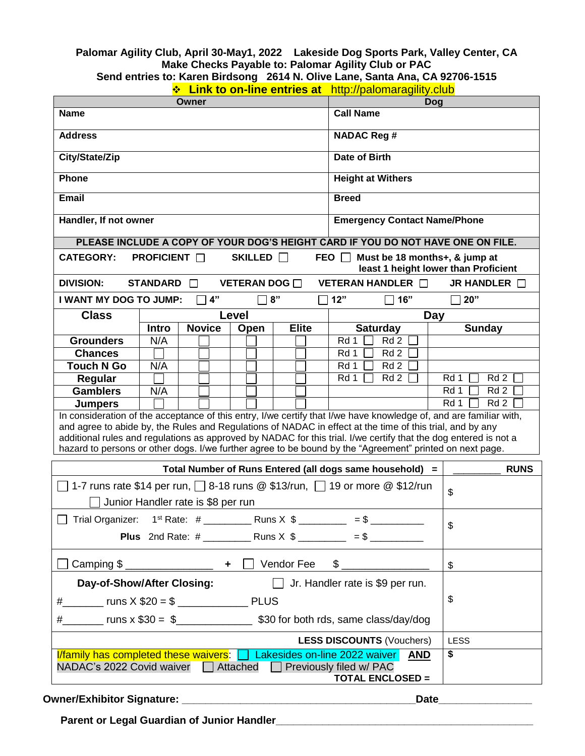**Palomar Agility Club, April 30-May1, 2022 Lakeside Dog Sports Park, Valley Center, CA**
**Make Checks Payable to: Palomar Agility Club or PAC**
**Send entries to: Karen Birdsong 2614 N. Olive Lane, Santa Ana, CA 92706-1515**
**❖ Link to on-line entries at** http://palomaragility.club

| Owner | Dog |
|---|---|
| **Name** | **Call Name** |
| **Address** | **NADAC Reg #** |
| **City/State/Zip** | **Date of Birth** |
| **Phone** | **Height at Withers** |
| **Email** | **Breed** |
| **Handler, If not owner** | **Emergency Contact Name/Phone** |

**PLEASE INCLUDE A COPY OF YOUR DOG'S HEIGHT CARD IF YOU DO NOT HAVE ONE ON FILE.**

**CATEGORY:** **PROFICIENT** ☐ **SKILLED** ☐ **FEO** ☐ **Must be 18 months+, & jump at least 1 height lower than Proficient**

**DIVISION:** **STANDARD** ☐ **VETERAN DOG** ☐ **VETERAN HANDLER** ☐ **JR HANDLER** ☐

**I WANT MY DOG TO JUMP:** ☐ **4"** ☐ **8"** ☐ **12"** ☐ **16"** ☐ **20"**

| Class | Level | | | | Day | |
|---|---|---|---|---|---|---|
| | Intro | Novice | Open | Elite | Saturday | Sunday |
| Grounders | N/A | ☐ | ☐ | ☐ | Rd 1 ☐ Rd 2 ☐ | |
| Chances | ☐ | ☐ | ☐ | ☐ | Rd 1 ☐ Rd 2 ☐ | |
| Touch N Go | N/A | ☐ | ☐ | ☐ | Rd 1 ☐ Rd 2 ☐ | |
| Regular | ☐ | ☐ | ☐ | ☐ | Rd 1 ☐ Rd 2 ☐ | Rd 1 ☐ Rd 2 ☐ |
| Gamblers | N/A | ☐ | ☐ | ☐ | | Rd 1 ☐ Rd 2 ☐ |
| Jumpers | ☐ | ☐ | ☐ | ☐ | | Rd 1 ☐ Rd 2 ☐ |

In consideration of the acceptance of this entry, I/we certify that I/we have knowledge of, and are familiar with, and agree to abide by, the Rules and Regulations of NADAC in effect at the time of this trial, and by any additional rules and regulations as approved by NADAC for this trial. I/we certify that the dog entered is not a hazard to persons or other dogs. I/we further agree to be bound by the "Agreement" printed on next page.

| | |
|---|---|
| **Total Number of Runs Entered (all dogs same household) =** | _________ **RUNS** |
| ☐ 1-7 runs rate $14 per run, ☐ 8-18 runs @ $13/run, ☐ 19 or more @ $12/run<br>☐ Junior Handler rate is $8 per run | $ |
| ☐ Trial Organizer: 1st Rate: # _________ Runs X $ _________ = $ __________<br>**Plus** 2nd Rate: # _________ Runs X $ _________ = $ __________ | $ |
| ☐ Camping $ _______________ + ☐ Vendor Fee $ _______________ | $ |
| **Day-of-Show/After Closing:** ☐ Jr. Handler rate is $9 per run.<br>#_______ runs X $20 = $ ____________ PLUS<br>#_______ runs x $30 = $_____________ $30 for both rds, same class/day/dog | $ |
| **LESS DISCOUNTS** (Vouchers) | LESS |
| I/family has completed these waivers: ☐ Lakesides on-line 2022 waiver **AND** NADAC's 2022 Covid waiver ☐ Attached ☐ Previously filed w/ PAC<br>**TOTAL ENCLOSED =** | **$** |

**Owner/Exhibitor Signature:** ________________________________________ **Date**_______________

**Parent or Legal Guardian of Junior Handler**____________________________________________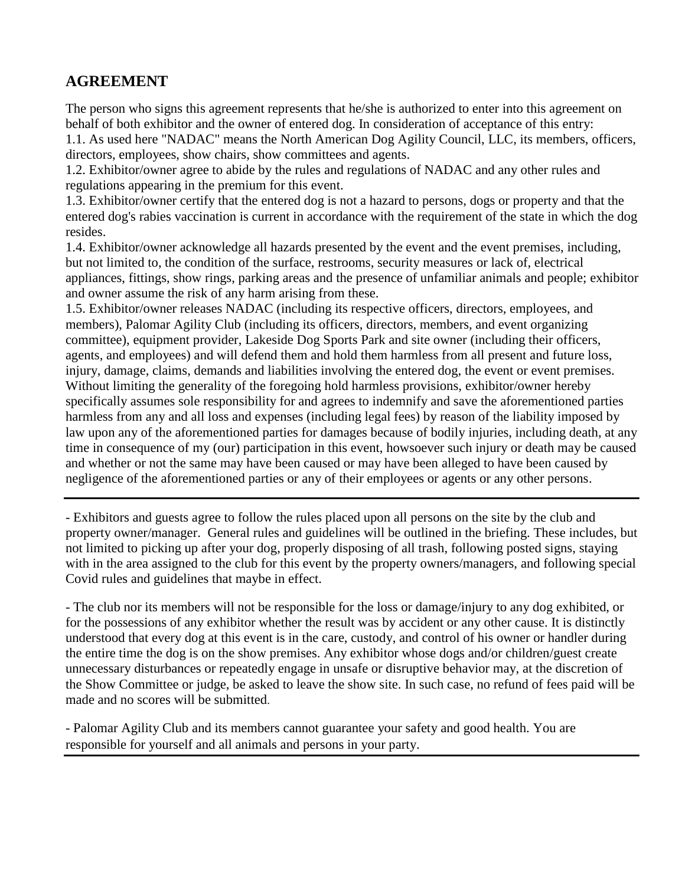## AGREEMENT

The person who signs this agreement represents that he/she is authorized to enter into this agreement on behalf of both exhibitor and the owner of entered dog. In consideration of acceptance of this entry:

1.1. As used here "NADAC" means the North American Dog Agility Council, LLC, its members, officers, directors, employees, show chairs, show committees and agents.

1.2. Exhibitor/owner agree to abide by the rules and regulations of NADAC and any other rules and regulations appearing in the premium for this event.

1.3. Exhibitor/owner certify that the entered dog is not a hazard to persons, dogs or property and that the entered dog's rabies vaccination is current in accordance with the requirement of the state in which the dog resides.

1.4. Exhibitor/owner acknowledge all hazards presented by the event and the event premises, including, but not limited to, the condition of the surface, restrooms, security measures or lack of, electrical appliances, fittings, show rings, parking areas and the presence of unfamiliar animals and people; exhibitor and owner assume the risk of any harm arising from these.

1.5. Exhibitor/owner releases NADAC (including its respective officers, directors, employees, and members), Palomar Agility Club (including its officers, directors, members, and event organizing committee), equipment provider, Lakeside Dog Sports Park and site owner (including their officers, agents, and employees) and will defend them and hold them harmless from all present and future loss, injury, damage, claims, demands and liabilities involving the entered dog, the event or event premises. Without limiting the generality of the foregoing hold harmless provisions, exhibitor/owner hereby specifically assumes sole responsibility for and agrees to indemnify and save the aforementioned parties harmless from any and all loss and expenses (including legal fees) by reason of the liability imposed by law upon any of the aforementioned parties for damages because of bodily injuries, including death, at any time in consequence of my (our) participation in this event, howsoever such injury or death may be caused and whether or not the same may have been caused or may have been alleged to have been caused by negligence of the aforementioned parties or any of their employees or agents or any other persons.

---

- Exhibitors and guests agree to follow the rules placed upon all persons on the site by the club and property owner/manager. General rules and guidelines will be outlined in the briefing. These includes, but not limited to picking up after your dog, properly disposing of all trash, following posted signs, staying with in the area assigned to the club for this event by the property owners/managers, and following special Covid rules and guidelines that maybe in effect.

- The club nor its members will not be responsible for the loss or damage/injury to any dog exhibited, or for the possessions of any exhibitor whether the result was by accident or any other cause. It is distinctly understood that every dog at this event is in the care, custody, and control of his owner or handler during the entire time the dog is on the show premises. Any exhibitor whose dogs and/or children/guest create unnecessary disturbances or repeatedly engage in unsafe or disruptive behavior may, at the discretion of the Show Committee or judge, be asked to leave the show site. In such case, no refund of fees paid will be made and no scores will be submitted.

- Palomar Agility Club and its members cannot guarantee your safety and good health. You are responsible for yourself and all animals and persons in your party.

---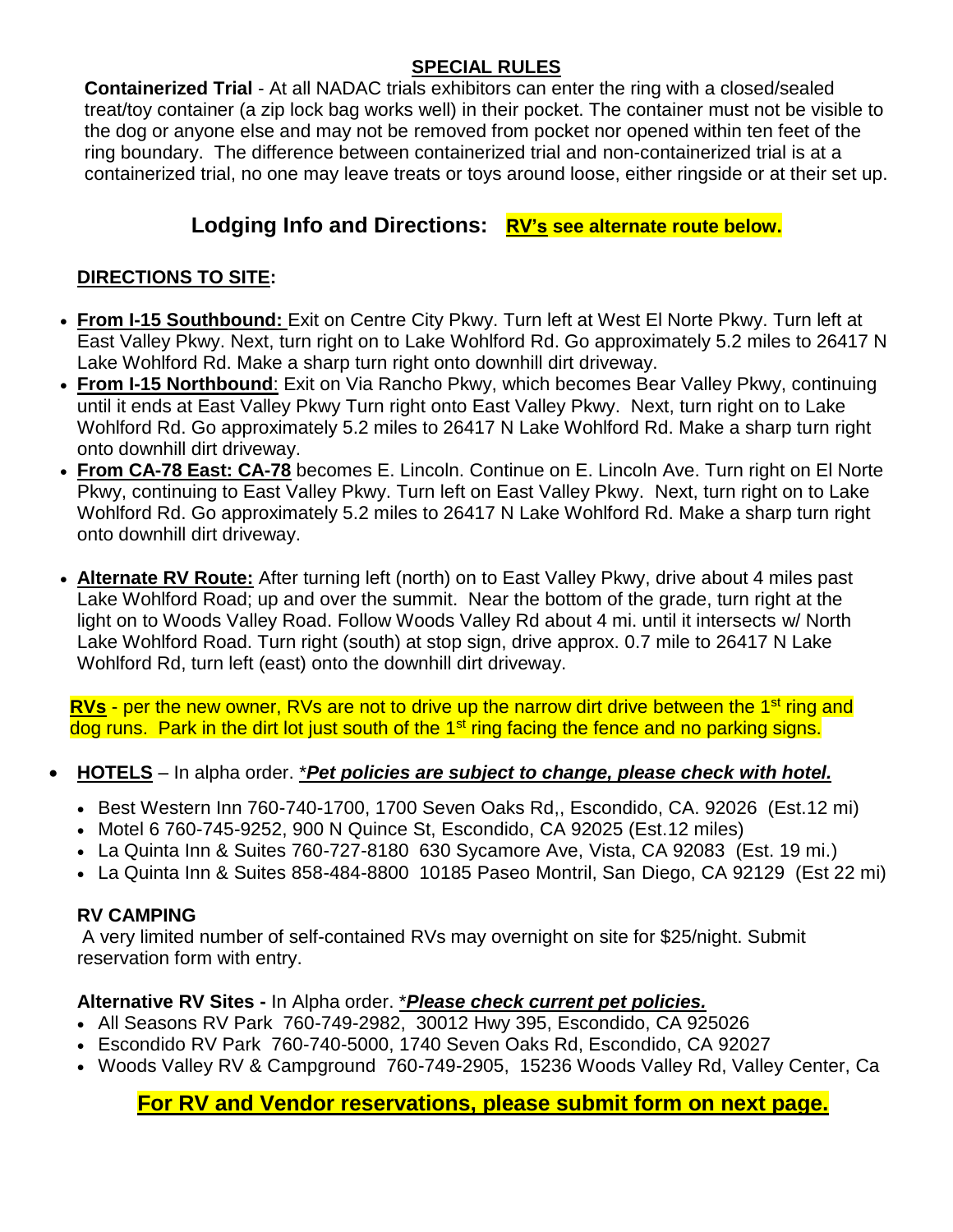## SPECIAL RULES

**Containerized Trial** - At all NADAC trials exhibitors can enter the ring with a closed/sealed treat/toy container (a zip lock bag works well) in their pocket. The container must not be visible to the dog or anyone else and may not be removed from pocket nor opened within ten feet of the ring boundary. The difference between containerized trial and non-containerized trial is at a containerized trial, no one may leave treats or toys around loose, either ringside or at their set up.

## Lodging Info and Directions: **RV's see alternate route below.**

### DIRECTIONS TO SITE:

- **From I-15 Southbound:** Exit on Centre City Pkwy. Turn left at West El Norte Pkwy. Turn left at East Valley Pkwy. Next, turn right on to Lake Wohlford Rd. Go approximately 5.2 miles to 26417 N Lake Wohlford Rd. Make a sharp turn right onto downhill dirt driveway.
- **From I-15 Northbound**: Exit on Via Rancho Pkwy, which becomes Bear Valley Pkwy, continuing until it ends at East Valley Pkwy Turn right onto East Valley Pkwy. Next, turn right on to Lake Wohlford Rd. Go approximately 5.2 miles to 26417 N Lake Wohlford Rd. Make a sharp turn right onto downhill dirt driveway.
- **From CA-78 East: CA-78** becomes E. Lincoln. Continue on E. Lincoln Ave. Turn right on El Norte Pkwy, continuing to East Valley Pkwy. Turn left on East Valley Pkwy. Next, turn right on to Lake Wohlford Rd. Go approximately 5.2 miles to 26417 N Lake Wohlford Rd. Make a sharp turn right onto downhill dirt driveway.
- **Alternate RV Route:** After turning left (north) on to East Valley Pkwy, drive about 4 miles past Lake Wohlford Road; up and over the summit. Near the bottom of the grade, turn right at the light on to Woods Valley Road. Follow Woods Valley Rd about 4 mi. until it intersects w/ North Lake Wohlford Road. Turn right (south) at stop sign, drive approx. 0.7 mile to 26417 N Lake Wohlford Rd, turn left (east) onto the downhill dirt driveway.

**RVs** - per the new owner, RVs are not to drive up the narrow dirt drive between the 1st ring and dog runs. Park in the dirt lot just south of the 1st ring facing the fence and no parking signs.

- **HOTELS** – In alpha order. ****Pet policies are subject to change, please check with hotel.***
  - Best Western Inn 760-740-1700, 1700 Seven Oaks Rd,, Escondido, CA. 92026 (Est.12 mi)
  - Motel 6 760-745-9252, 900 N Quince St, Escondido, CA 92025 (Est.12 miles)
  - La Quinta Inn & Suites 760-727-8180 630 Sycamore Ave, Vista, CA 92083 (Est. 19 mi.)
  - La Quinta Inn & Suites 858-484-8800 10185 Paseo Montril, San Diego, CA 92129 (Est 22 mi)

### RV CAMPING

A very limited number of self-contained RVs may overnight on site for $25/night. Submit reservation form with entry.

**Alternative RV Sites -** In Alpha order. ****Please check current pet policies.***

- All Seasons RV Park 760-749-2982, 30012 Hwy 395, Escondido, CA 925026
- Escondido RV Park 760-740-5000, 1740 Seven Oaks Rd, Escondido, CA 92027
- Woods Valley RV & Campground 760-749-2905, 15236 Woods Valley Rd, Valley Center, Ca

## For RV and Vendor reservations, please submit form on next page.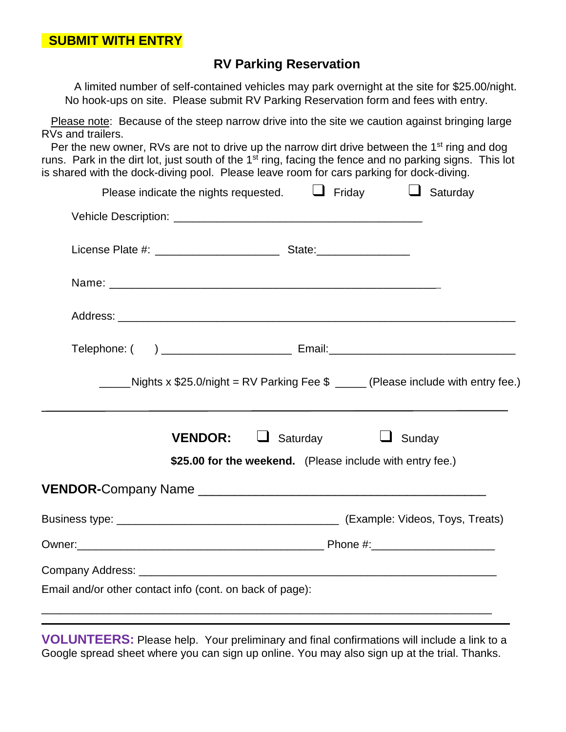**SUBMIT WITH ENTRY**

## RV Parking Reservation

A limited number of self-contained vehicles may park overnight at the site for $25.00/night. No hook-ups on site. Please submit RV Parking Reservation form and fees with entry.

Please note: Because of the steep narrow drive into the site we caution against bringing large RVs and trailers.

Per the new owner, RVs are not to drive up the narrow dirt drive between the 1st ring and dog runs. Park in the dirt lot, just south of the 1st ring, facing the fence and no parking signs. This lot is shared with the dock-diving pool. Please leave room for cars parking for dock-diving.

Please indicate the nights requested. ☐ Friday ☐ Saturday

Vehicle Description: ________________________________________

License Plate #: ____________________ State:_______________

Name: ____________________________________________________

Address: ________________________________________________________________

Telephone: (   ) _____________________ Email:______________________________

_____Nights x $25.0/night = RV Parking Fee $ _____ (Please include with entry fee.)

---

**VENDOR:** ☐ Saturday ☐ Sunday

**$25.00 for the weekend.** (Please include with entry fee.)

**VENDOR-**Company Name ________________________________________

Business type: ___________________________________ (Example: Videos, Toys, Treats)

Owner:________________________________________ Phone #:____________________

Company Address: __________________________________________________________

Email and/or other contact info (cont. on back of page):

________________________________________________________________________

---

**VOLUNTEERS:** Please help. Your preliminary and final confirmations will include a link to a Google spread sheet where you can sign up online. You may also sign up at the trial. Thanks.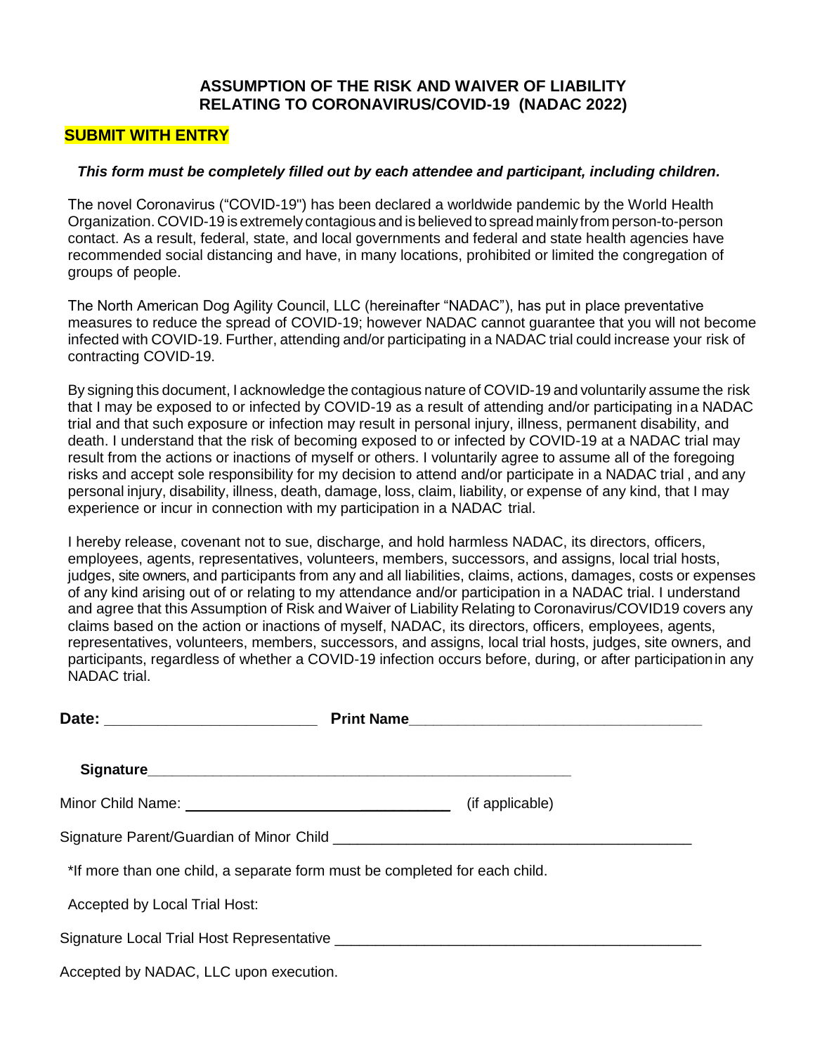# ASSUMPTION OF THE RISK AND WAIVER OF LIABILITY RELATING TO CORONAVIRUS/COVID-19 (NADAC 2022)

**SUBMIT WITH ENTRY**

***This form must be completely filled out by each attendee and participant, including children.***

The novel Coronavirus ("COVID-19") has been declared a worldwide pandemic by the World Health Organization. COVID-19 is extremely contagious and is believed to spread mainly from person-to-person contact. As a result, federal, state, and local governments and federal and state health agencies have recommended social distancing and have, in many locations, prohibited or limited the congregation of groups of people.

The North American Dog Agility Council, LLC (hereinafter "NADAC"), has put in place preventative measures to reduce the spread of COVID-19; however NADAC cannot guarantee that you will not become infected with COVID-19. Further, attending and/or participating in a NADAC trial could increase your risk of contracting COVID-19.

By signing this document, I acknowledge the contagious nature of COVID-19 and voluntarily assume the risk that I may be exposed to or infected by COVID-19 as a result of attending and/or participating in a NADAC trial and that such exposure or infection may result in personal injury, illness, permanent disability, and death. I understand that the risk of becoming exposed to or infected by COVID-19 at a NADAC trial may result from the actions or inactions of myself or others. I voluntarily agree to assume all of the foregoing risks and accept sole responsibility for my decision to attend and/or participate in a NADAC trial , and any personal injury, disability, illness, death, damage, loss, claim, liability, or expense of any kind, that I may experience or incur in connection with my participation in a NADAC trial.

I hereby release, covenant not to sue, discharge, and hold harmless NADAC, its directors, officers, employees, agents, representatives, volunteers, members, successors, and assigns, local trial hosts, judges, site owners, and participants from any and all liabilities, claims, actions, damages, costs or expenses of any kind arising out of or relating to my attendance and/or participation in a NADAC trial. I understand and agree that this Assumption of Risk and Waiver of Liability Relating to Coronavirus/COVID19 covers any claims based on the action or inactions of myself, NADAC, its directors, officers, employees, agents, representatives, volunteers, members, successors, and assigns, local trial hosts, judges, site owners, and participants, regardless of whether a COVID-19 infection occurs before, during, or after participation in any NADAC trial.

**Date:** ________________________ **Print Name**___________________________________

**Signature**___________________________________________________

Minor Child Name: ________________________________ (if applicable)

Signature Parent/Guardian of Minor Child ____________________________________________

*If more than one child, a separate form must be completed for each child.

Accepted by Local Trial Host:

Signature Local Trial Host Representative ____________________________________________

Accepted by NADAC, LLC upon execution.